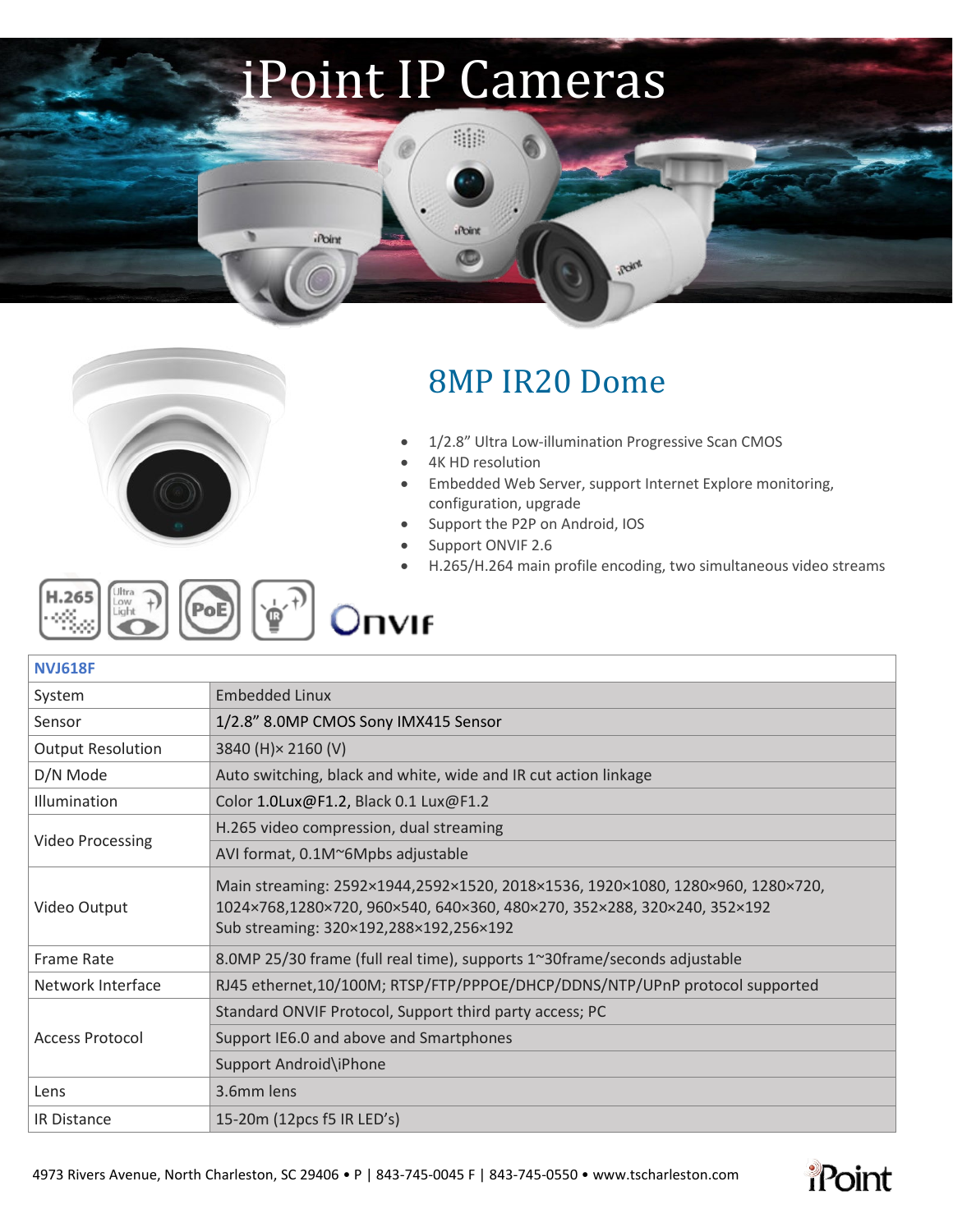# iPoint IP Cameras

## 8MP IR20 Dome

- 1/2.8" Ultra Low-illumination Progressive Scan CMOS
- 4K HD resolution
- Embedded Web Server, support Internet Explore monitoring, configuration, upgrade
- Support the P2P on Android, IOS
- Support ONVIF 2.6
- H.265/H.264 main profile encoding, two simultaneous video streams

| NVJ618F | |
|---|---|
| System | Embedded Linux |
| Sensor | 1/2.8" 8.0MP CMOS Sony IMX415 Sensor |
| Output Resolution | 3840 (H)× 2160 (V) |
| D/N Mode | Auto switching, black and white, wide and IR cut action linkage |
| Illumination | Color 1.0Lux@F1.2, Black 0.1 Lux@F1.2 |
| Video Processing | H.265 video compression, dual streaming |
| | AVI format, 0.1M~6Mpbs adjustable |
| Video Output | Main streaming: 2592×1944,2592×1520, 2018×1536, 1920×1080, 1280×960, 1280×720, 1024×768,1280×720, 960×540, 640×360, 480×270, 352×288, 320×240, 352×192<br>Sub streaming: 320×192,288×192,256×192 |
| Frame Rate | 8.0MP 25/30 frame (full real time), supports 1~30frame/seconds adjustable |
| Network Interface | RJ45 ethernet,10/100M; RTSP/FTP/PPPOE/DHCP/DDNS/NTP/UPnP protocol supported |
| Access Protocol | Standard ONVIF Protocol, Support third party access; PC |
| | Support IE6.0 and above and Smartphones |
| | Support Android\iPhone |
| Lens | 3.6mm lens |
| IR Distance | 15-20m (12pcs f5 IR LED's) |

4973 Rivers Avenue, North Charleston, SC 29406 • P | 843-745-0045 F | 843-745-0550 • www.tscharleston.com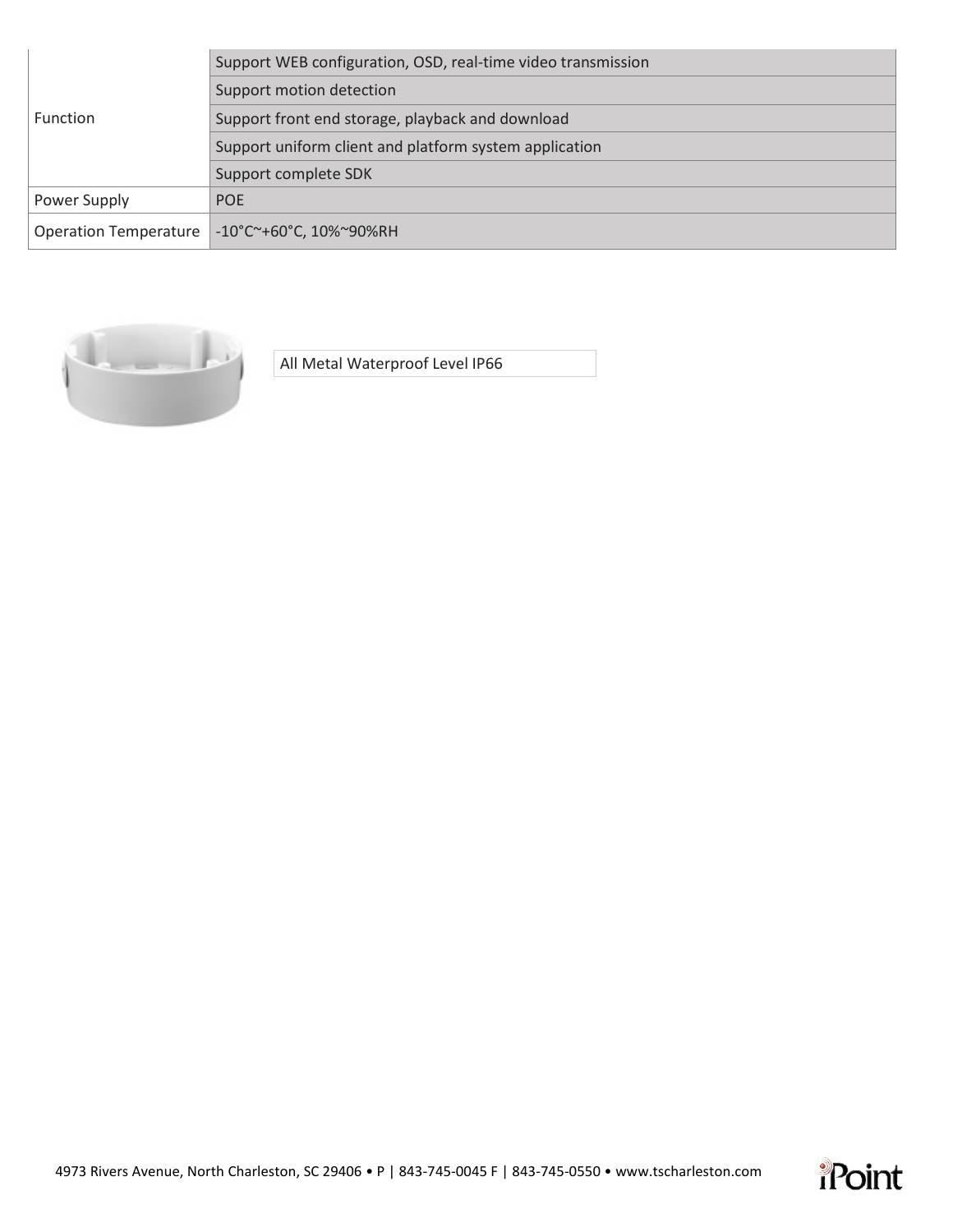| | | |
|---|---|---|
| Function | Support WEB configuration, OSD, real-time video transmission | |
| | Support motion detection | |
| | Support front end storage, playback and download | |
| | Support uniform client and platform system application | |
| | Support complete SDK | |
| Power Supply | POE | |
| Operation Temperature | -10°C~+60°C, 10%~90%RH | |

All Metal Waterproof Level IP66